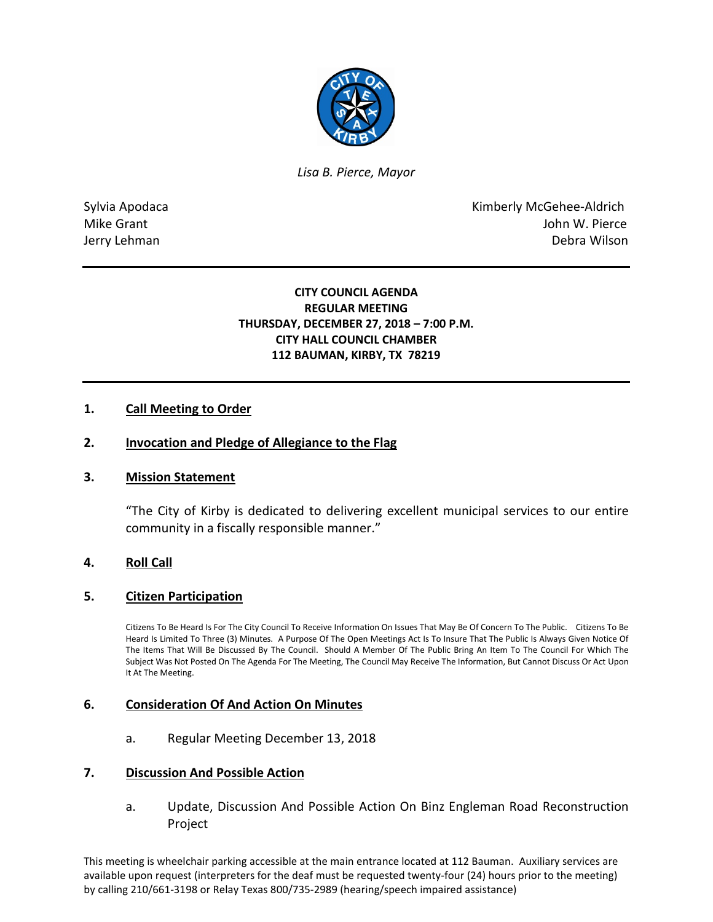*Lisa B. Pierce, Mayor*

Sylvia Apodaca
Mike Grant
Jerry Lehman

Kimberly McGehee-Aldrich
John W. Pierce
Debra Wilson

---

**CITY COUNCIL AGENDA**
**REGULAR MEETING**
**THURSDAY, DECEMBER 27, 2018 – 7:00 P.M.**
**CITY HALL COUNCIL CHAMBER**
**112 BAUMAN, KIRBY, TX 78219**

---

## 1. Call Meeting to Order

## 2. Invocation and Pledge of Allegiance to the Flag

## 3. Mission Statement

"The City of Kirby is dedicated to delivering excellent municipal services to our entire community in a fiscally responsible manner."

## 4. Roll Call

## 5. Citizen Participation

Citizens To Be Heard Is For The City Council To Receive Information On Issues That May Be Of Concern To The Public. Citizens To Be Heard Is Limited To Three (3) Minutes. A Purpose Of The Open Meetings Act Is To Insure That The Public Is Always Given Notice Of The Items That Will Be Discussed By The Council. Should A Member Of The Public Bring An Item To The Council For Which The Subject Was Not Posted On The Agenda For The Meeting, The Council May Receive The Information, But Cannot Discuss Or Act Upon It At The Meeting.

## 6. Consideration Of And Action On Minutes

a. Regular Meeting December 13, 2018

## 7. Discussion And Possible Action

a. Update, Discussion And Possible Action On Binz Engleman Road Reconstruction Project

This meeting is wheelchair parking accessible at the main entrance located at 112 Bauman. Auxiliary services are available upon request (interpreters for the deaf must be requested twenty-four (24) hours prior to the meeting) by calling 210/661-3198 or Relay Texas 800/735-2989 (hearing/speech impaired assistance)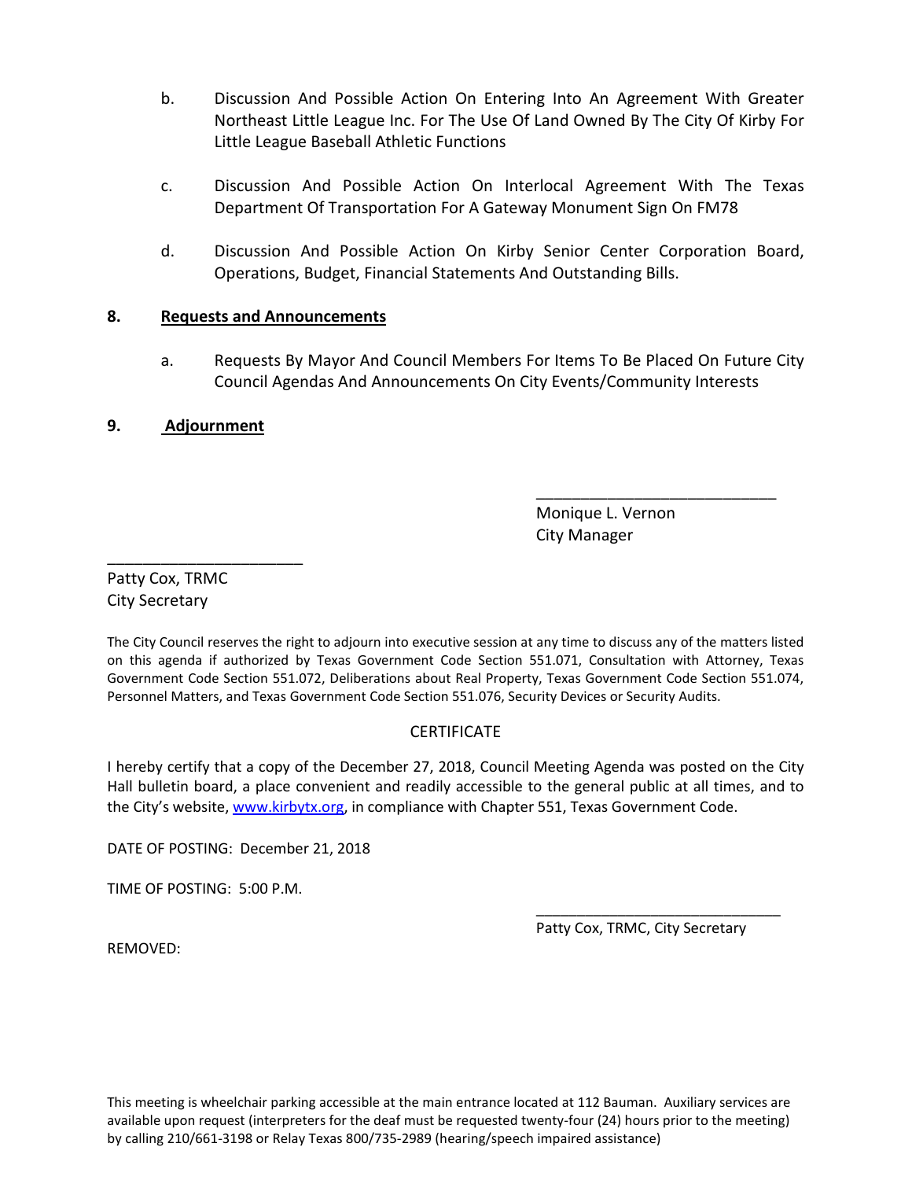b. Discussion And Possible Action On Entering Into An Agreement With Greater Northeast Little League Inc. For The Use Of Land Owned By The City Of Kirby For Little League Baseball Athletic Functions

c. Discussion And Possible Action On Interlocal Agreement With The Texas Department Of Transportation For A Gateway Monument Sign On FM78

d. Discussion And Possible Action On Kirby Senior Center Corporation Board, Operations, Budget, Financial Statements And Outstanding Bills.

**8. Requests and Announcements**

a. Requests By Mayor And Council Members For Items To Be Placed On Future City Council Agendas And Announcements On City Events/Community Interests

**9. Adjournment**

___________________________
Monique L. Vernon
City Manager

______________________
Patty Cox, TRMC
City Secretary

The City Council reserves the right to adjourn into executive session at any time to discuss any of the matters listed on this agenda if authorized by Texas Government Code Section 551.071, Consultation with Attorney, Texas Government Code Section 551.072, Deliberations about Real Property, Texas Government Code Section 551.074, Personnel Matters, and Texas Government Code Section 551.076, Security Devices or Security Audits.

CERTIFICATE

I hereby certify that a copy of the December 27, 2018, Council Meeting Agenda was posted on the City Hall bulletin board, a place convenient and readily accessible to the general public at all times, and to the City's website, www.kirbytx.org, in compliance with Chapter 551, Texas Government Code.

DATE OF POSTING: December 21, 2018

TIME OF POSTING: 5:00 P.M.

_____________________________
Patty Cox, TRMC, City Secretary

REMOVED:

This meeting is wheelchair parking accessible at the main entrance located at 112 Bauman. Auxiliary services are available upon request (interpreters for the deaf must be requested twenty-four (24) hours prior to the meeting) by calling 210/661-3198 or Relay Texas 800/735-2989 (hearing/speech impaired assistance)